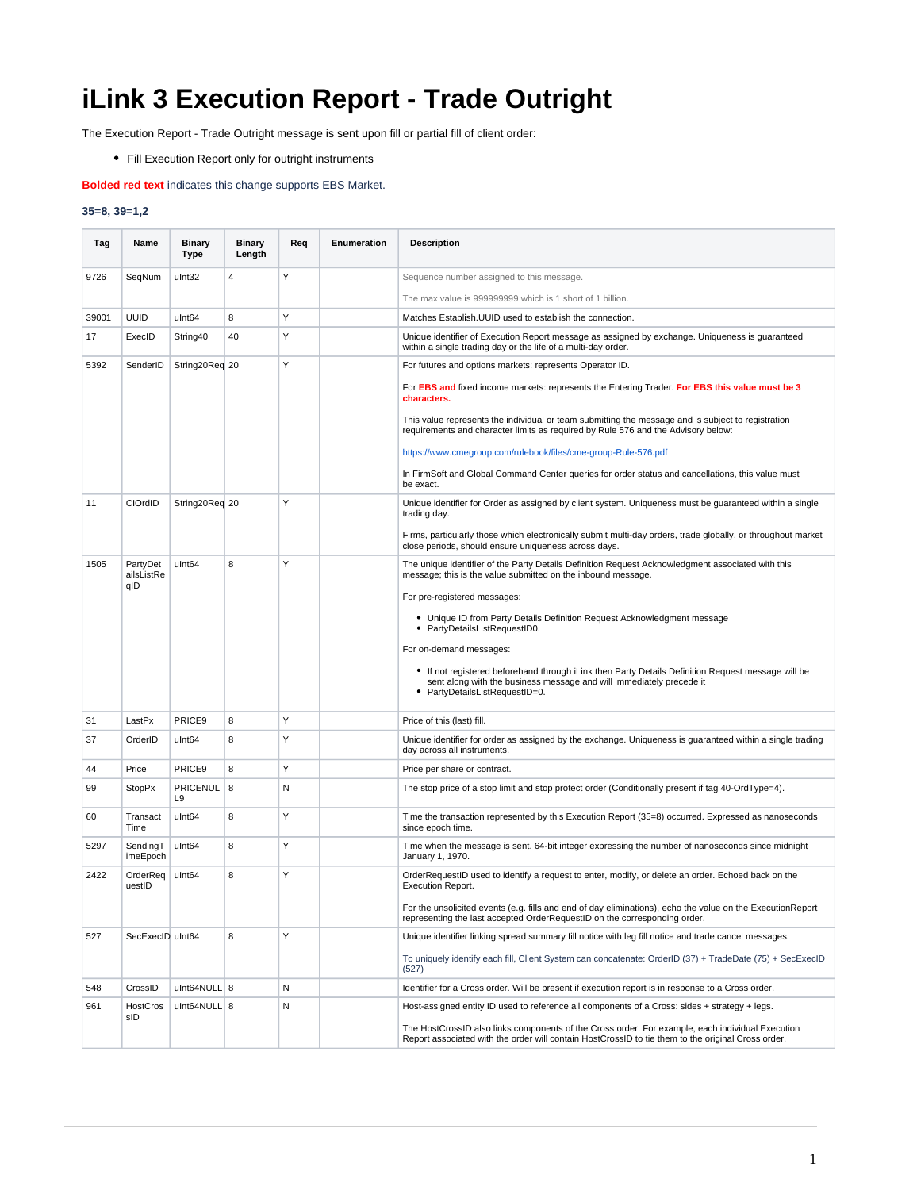# iLink 3 Execution Report - Trade Outright

The Execution Report - Trade Outright message is sent upon fill or partial fill of client order:

- Fill Execution Report only for outright instruments

**Bolded red text** indicates this change supports EBS Market.

**35=8, 39=1,2**

| Tag | Name | Binary Type | Binary Length | Req | Enumeration | Description |
|---|---|---|---|---|---|---|
| 9726 | SeqNum | uInt32 | 4 | Y | | Sequence number assigned to this message.<br><br>The max value is 999999999 which is 1 short of 1 billion. |
| 39001 | UUID | uInt64 | 8 | Y | | Matches Establish.UUID used to establish the connection. |
| 17 | ExecID | String40 | 40 | Y | | Unique identifier of Execution Report message as assigned by exchange. Uniqueness is guaranteed within a single trading day or the life of a multi-day order. |
| 5392 | SenderID | String20Req | 20 | Y | | For futures and options markets: represents Operator ID.<br><br>For **EBS and** fixed income markets: represents the Entering Trader. **For EBS this value must be 3 characters.**<br><br>This value represents the individual or team submitting the message and is subject to registration requirements and character limits as required by Rule 576 and the Advisory below:<br><br>https://www.cmegroup.com/rulebook/files/cme-group-Rule-576.pdf<br><br>In FirmSoft and Global Command Center queries for order status and cancellations, this value must be exact. |
| 11 | ClOrdID | String20Req | 20 | Y | | Unique identifier for Order as assigned by client system. Uniqueness must be guaranteed within a single trading day.<br><br>Firms, particularly those which electronically submit multi-day orders, trade globally, or throughout market close periods, should ensure uniqueness across days. |
| 1505 | PartyDetailsListReqID | uInt64 | 8 | Y | | The unique identifier of the Party Details Definition Request Acknowledgment associated with this message; this is the value submitted on the inbound message.<br><br>For pre-registered messages:<br><br>• Unique ID from Party Details Definition Request Acknowledgment message<br>• PartyDetailsListRequestID0.<br><br>For on-demand messages:<br><br>• If not registered beforehand through iLink then Party Details Definition Request message will be sent along with the business message and will immediately precede it<br>• PartyDetailsListRequestID=0. |
| 31 | LastPx | PRICE9 | 8 | Y | | Price of this (last) fill. |
| 37 | OrderID | uInt64 | 8 | Y | | Unique identifier for order as assigned by the exchange. Uniqueness is guaranteed within a single trading day across all instruments. |
| 44 | Price | PRICE9 | 8 | Y | | Price per share or contract. |
| 99 | StopPx | PRICENULL9 | 8 | N | | The stop price of a stop limit and stop protect order (Conditionally present if tag 40-OrdType=4). |
| 60 | TransactTime | uInt64 | 8 | Y | | Time the transaction represented by this Execution Report (35=8) occurred. Expressed as nanoseconds since epoch time. |
| 5297 | SendingTimeEpoch | uInt64 | 8 | Y | | Time when the message is sent. 64-bit integer expressing the number of nanoseconds since midnight January 1, 1970. |
| 2422 | OrderRequestID | uInt64 | 8 | Y | | OrderRequestID used to identify a request to enter, modify, or delete an order. Echoed back on the Execution Report.<br><br>For the unsolicited events (e.g. fills and end of day eliminations), echo the value on the ExecutionReport representing the last accepted OrderRequestID on the corresponding order. |
| 527 | SecExecID | uInt64 | 8 | Y | | Unique identifier linking spread summary fill notice with leg fill notice and trade cancel messages.<br><br>To uniquely identify each fill, Client System can concatenate: OrderID (37) + TradeDate (75) + SecExecID (527) |
| 548 | CrossID | uInt64NULL | 8 | N | | Identifier for a Cross order. Will be present if execution report is in response to a Cross order. |
| 961 | HostCrossID | uInt64NULL | 8 | N | | Host-assigned entity ID used to reference all components of a Cross: sides + strategy + legs.<br><br>The HostCrossID also links components of the Cross order. For example, each individual Execution Report associated with the order will contain HostCrossID to tie them to the original Cross order. |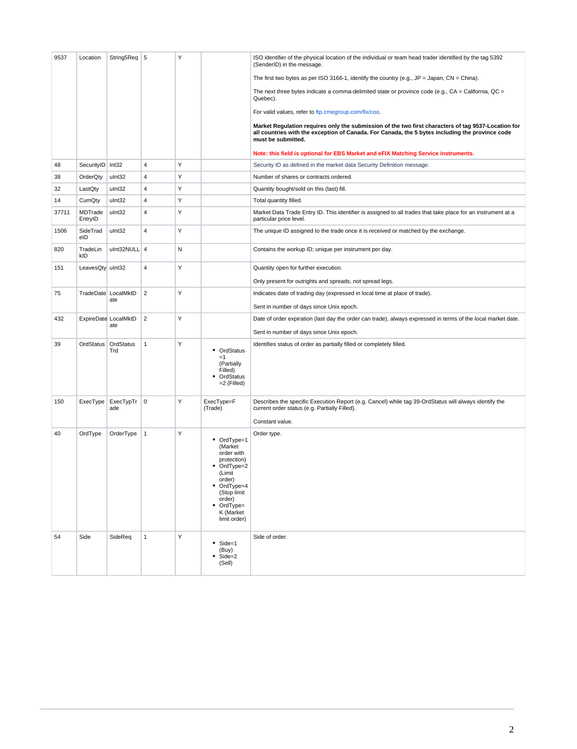| | | | | | | |
|---|---|---|---|---|---|---|
| 9537 | Location | String5Req | 5 | Y | | ISO identifier of the physical location of the individual or team head trader identified by the tag 5392 (SenderID) in the message.<br><br>The first two bytes as per ISO 3166-1, identify the country (e.g., JP = Japan, CN = China).<br><br>The next three bytes indicate a comma-delimited state or province code (e.g., CA = California, QC = Quebec).<br><br>For valid values, refer to ftp.cmegroup.com/fix/coo.<br><br>**Market Regulation requires only the submission of the two first characters of tag 9537-Location for all countries with the exception of Canada. For Canada, the 5 bytes including the province code must be submitted.**<br><br>**Note: this field is optional for EBS Market and eFIX Matching Service instruments.** |
| 48 | SecurityID | Int32 | 4 | Y | | Security ID as defined in the market data Security Definition message. |
| 38 | OrderQty | uInt32 | 4 | Y | | Number of shares or contracts ordered. |
| 32 | LastQty | uInt32 | 4 | Y | | Quantity bought/sold on this (last) fill. |
| 14 | CumQty | uInt32 | 4 | Y | | Total quantity filled. |
| 37711 | MDTrade EntryID | uInt32 | 4 | Y | | Market Data Trade Entry ID. This identifier is assigned to all trades that take place for an instrument at a particular price level. |
| 1506 | SideTradeID | uInt32 | 4 | Y | | The unique ID assigned to the trade once it is received or matched by the exchange. |
| 820 | TradeLinkID | uInt32NULL | 4 | N | | Contains the workup ID; unique per instrument per day. |
| 151 | LeavesQty | uInt32 | 4 | Y | | Quantity open for further execution.<br><br>Only present for outrights and spreads, not spread legs. |
| 75 | TradeDate | LocalMktDate | 2 | Y | | Indicates date of trading day (expressed in local time at place of trade).<br><br>Sent in number of days since Unix epoch. |
| 432 | ExpireDate | LocalMktDate | 2 | Y | | Date of order expiration (last day the order can trade), always expressed in terms of the local market date.<br><br>Sent in number of days since Unix epoch. |
| 39 | OrdStatus | OrdStatusTrd | 1 | Y | • OrdStatus =1 (Partially Filled)<br>• OrdStatus =2 (Filled) | Identifies status of order as partially filled or completely filled. |
| 150 | ExecType | ExecTypTrade | 0 | Y | ExecType=F (Trade) | Describes the specific Execution Report (e.g. Cancel) while tag 39-OrdStatus will always identify the current order status (e.g. Partially Filled).<br><br>Constant value. |
| 40 | OrdType | OrderType | 1 | Y | • OrdType=1 (Market order with protection)<br>• OrdType=2 (Limit order)<br>• OrdType=4 (Stop limit order)<br>• OrdType=K (Market limit order) | Order type. |
| 54 | Side | SideReq | 1 | Y | • Side=1 (Buy)<br>• Side=2 (Sell) | Side of order. |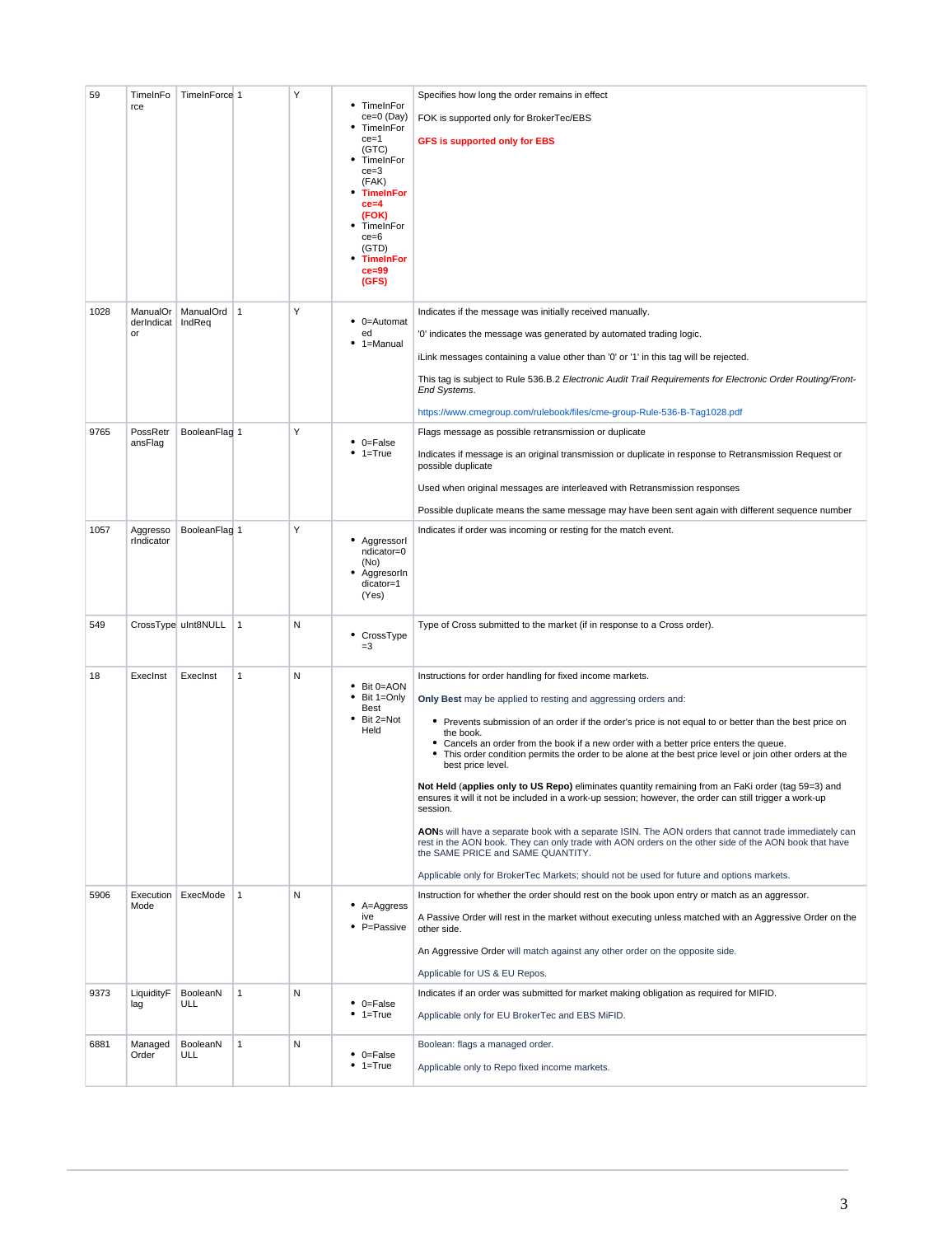| 59 | TimeInForce | TimeInForce | 1 | Y | • TimeInForce=0 (Day)<br>• TimeInForce=1 (GTC)<br>• TimeInForce=3 (FAK)<br>• **TimeInForce=4 (FOK)**<br>• TimeInForce=6 (GTD)<br>• **TimeInForce=99 (GFS)** | Specifies how long the order remains in effect<br><br>FOK is supported only for BrokerTec/EBS<br><br>**GFS is supported only for EBS** |
|---|---|---|---|---|---|---|
| 1028 | ManualOrderIndicator | ManualOrdIndReq | 1 | Y | • 0=Automated<br>• 1=Manual | Indicates if the message was initially received manually.<br><br>'0' indicates the message was generated by automated trading logic.<br><br>iLink messages containing a value other than '0' or '1' in this tag will be rejected.<br><br>This tag is subject to Rule 536.B.2 *Electronic Audit Trail Requirements for Electronic Order Routing/Front-End Systems*.<br><br>https://www.cmegroup.com/rulebook/files/cme-group-Rule-536-B-Tag1028.pdf |
| 9765 | PossRetransFlag | BooleanFlag | 1 | Y | • 0=False<br>• 1=True | Flags message as possible retransmission or duplicate<br><br>Indicates if message is an original transmission or duplicate in response to Retransmission Request or possible duplicate<br><br>Used when original messages are interleaved with Retransmission responses<br><br>Possible duplicate means the same message may have been sent again with different sequence number |
| 1057 | AggressorIndicator | BooleanFlag | 1 | Y | • AggressorIndicator=0 (No)<br>• AggressorIndicator=1 (Yes) | Indicates if order was incoming or resting for the match event. |
| 549 | CrossType | uInt8NULL | 1 | N | • CrossType=3 | Type of Cross submitted to the market (if in response to a Cross order). |
| 18 | ExecInst | ExecInst | 1 | N | • Bit 0=AON<br>• Bit 1=Only Best<br>• Bit 2=Not Held | Instructions for order handling for fixed income markets.<br><br>**Only Best** may be applied to resting and aggressing orders and:<br><br>• Prevents submission of an order if the order's price is not equal to or better than the best price on the book.<br>• Cancels an order from the book if a new order with a better price enters the queue.<br>• This order condition permits the order to be alone at the best price level or join other orders at the best price level.<br><br>**Not Held (applies only to US Repo)** eliminates quantity remaining from an FaKi order (tag 59=3) and ensures it will it not be included in a work-up session; however, the order can still trigger a work-up session.<br><br>**AON**s will have a separate book with a separate ISIN. The AON orders that cannot trade immediately can rest in the AON book. They can only trade with AON orders on the other side of the AON book that have the SAME PRICE and SAME QUANTITY.<br><br>Applicable only for BrokerTec Markets; should not be used for future and options markets. |
| 5906 | ExecutionMode | ExecMode | 1 | N | • A=Aggressive<br>• P=Passive | Instruction for whether the order should rest on the book upon entry or match as an aggressor.<br><br>A Passive Order will rest in the market without executing unless matched with an Aggressive Order on the other side.<br><br>An Aggressive Order will match against any other order on the opposite side.<br><br>Applicable for US & EU Repos. |
| 9373 | LiquidityFlag | BooleanNULL | 1 | N | • 0=False<br>• 1=True | Indicates if an order was submitted for market making obligation as required for MIFID.<br><br>Applicable only for EU BrokerTec and EBS MiFID. |
| 6881 | ManagedOrder | BooleanNULL | 1 | N | • 0=False<br>• 1=True | Boolean: flags a managed order.<br><br>Applicable only to Repo fixed income markets. |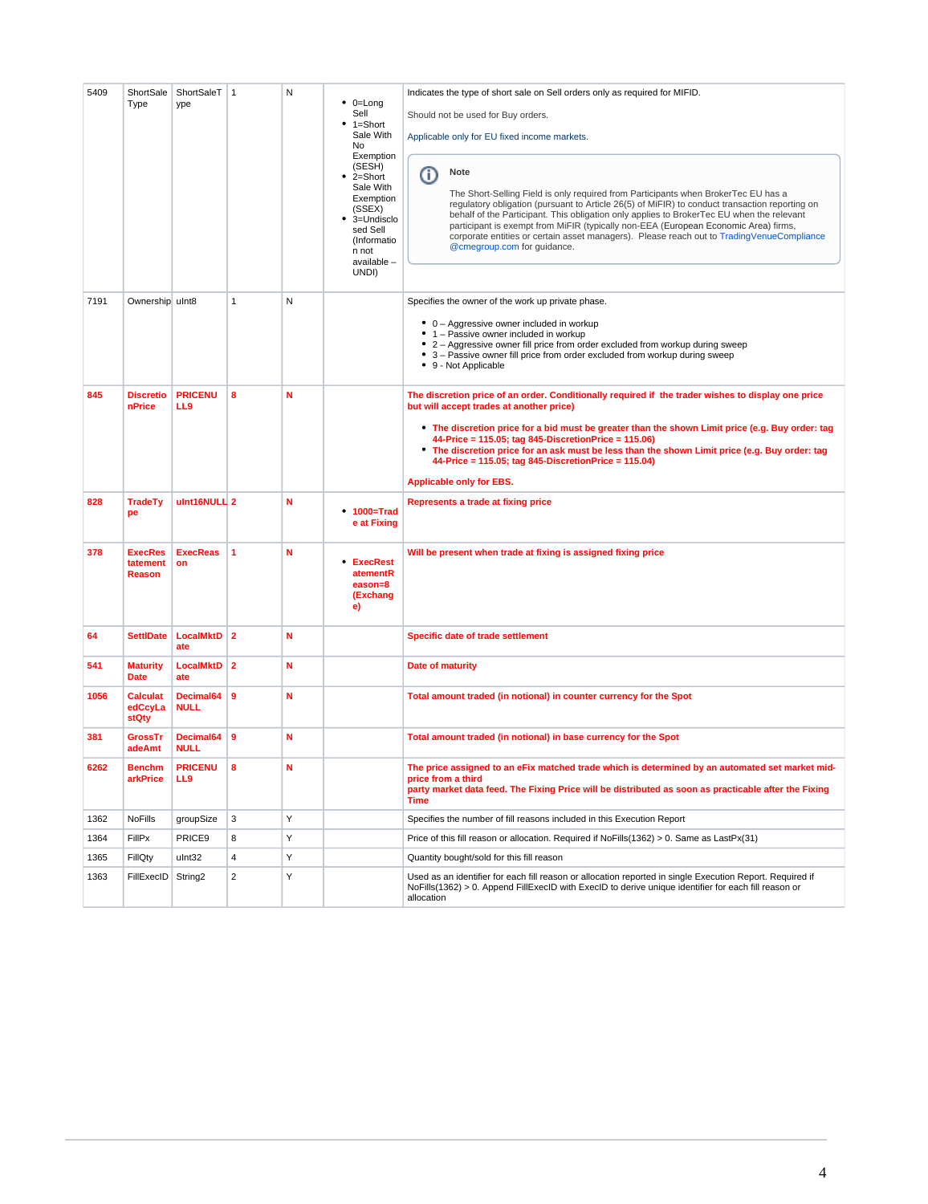| 5409 | ShortSaleType | ShortSaleType | 1 | N | <ul><li>0=Long Sell</li><li>1=Short Sale With No Exemption (SESH)</li><li>2=Short Sale With Exemption (SSEX)</li><li>3=Undisclosed Sell (Information not available – UNDI)</li></ul> | Indicates the type of short sale on Sell orders only as required for MIFID.<br><br>Should not be used for Buy orders.<br><br>Applicable only for EU fixed income markets.<br><br>**Note**<br><br>The Short-Selling Field is only required from Participants when BrokerTec EU has a regulatory obligation (pursuant to Article 26(5) of MiFIR) to conduct transaction reporting on behalf of the Participant. This obligation only applies to BrokerTec EU when the relevant participant is exempt from MiFIR (typically non-EEA (European Economic Area) firms, corporate entities or certain asset managers). Please reach out to TradingVenueCompliance@cmegroup.com for guidance. |
|---|---|---|---|---|---|---|
| 7191 | Ownership | uInt8 | 1 | N | | Specifies the owner of the work up private phase.<br><ul><li>0 – Aggressive owner included in workup</li><li>1 – Passive owner included in workup</li><li>2 – Aggressive owner fill price from order excluded from workup during sweep</li><li>3 – Passive owner fill price from order excluded from workup during sweep</li><li>9 - Not Applicable</li></ul> |
| **845** | **DiscretionPrice** | **PRICENULL9** | **8** | **N** | | **The discretion price of an order. Conditionally required if the trader wishes to display one price but will accept trades at another price)**<br><ul><li>**The discretion price for a bid must be greater than the shown Limit price (e.g. Buy order: tag 44-Price = 115.05; tag 845-DiscretionPrice = 115.06)**</li><li>**The discretion price for an ask must be less than the shown Limit price (e.g. Buy order: tag 44-Price = 115.05; tag 845-DiscretionPrice = 115.04)**</li></ul>**Applicable only for EBS.** |
| **828** | **TradeType** | **uInt16NULL** | **2** | **N** | <ul><li>**1000=Trade at Fixing**</li></ul> | **Represents a trade at fixing price** |
| **378** | **ExecRestatementReason** | **ExecReason** | **1** | **N** | <ul><li>**ExecRestatementReason=8 (Exchange)**</li></ul> | **Will be present when trade at fixing is assigned fixing price** |
| **64** | **SettlDate** | **LocalMktDate** | **2** | **N** | | **Specific date of trade settlement** |
| **541** | **MaturityDate** | **LocalMktDate** | **2** | **N** | | **Date of maturity** |
| **1056** | **CalculatedCcyLastQty** | **Decimal64NULL** | **9** | **N** | | **Total amount traded (in notional) in counter currency for the Spot** |
| **381** | **GrossTradeAmt** | **Decimal64NULL** | **9** | **N** | | **Total amount traded (in notional) in base currency for the Spot** |
| **6262** | **BenchmarkPrice** | **PRICENULL9** | **8** | **N** | | **The price assigned to an eFix matched trade which is determined by an automated set market mid-price from a third party market data feed. The Fixing Price will be distributed as soon as practicable after the Fixing Time** |
| 1362 | NoFills | groupSize | 3 | Y | | Specifies the number of fill reasons included in this Execution Report |
| 1364 | FillPx | PRICE9 | 8 | Y | | Price of this fill reason or allocation. Required if NoFills(1362) > 0. Same as LastPx(31) |
| 1365 | FillQty | uInt32 | 4 | Y | | Quantity bought/sold for this fill reason |
| 1363 | FillExecID | String2 | 2 | Y | | Used as an identifier for each fill reason or allocation reported in single Execution Report. Required if NoFills(1362) > 0. Append FillExecID with ExecID to derive unique identifier for each fill reason or allocation |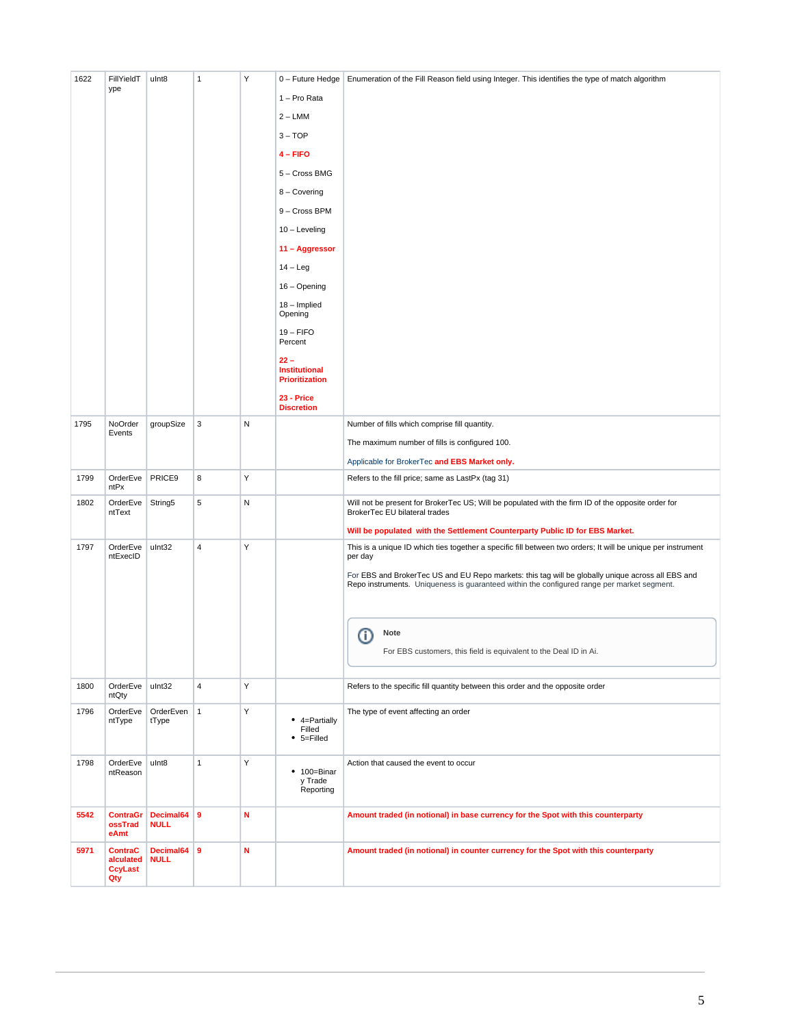| | | | | | | |
|---|---|---|---|---|---|---|
| 1622 | FillYieldType | uInt8 | 1 | Y | 0 – Future Hedge<br><br>1 – Pro Rata<br><br>2 – LMM<br><br>3 – TOP<br><br>**4 – FIFO**<br><br>5 – Cross BMG<br><br>8 – Covering<br><br>9 – Cross BPM<br><br>10 – Leveling<br><br>**11 – Aggressor**<br><br>14 – Leg<br><br>16 – Opening<br><br>18 – Implied Opening<br><br>19 – FIFO Percent<br><br>**22 – Institutional Prioritization**<br><br>**23 - Price Discretion** | Enumeration of the Fill Reason field using Integer. This identifies the type of match algorithm |
| 1795 | NoOrderEvents | groupSize | 3 | N | | Number of fills which comprise fill quantity.<br><br>The maximum number of fills is configured 100.<br><br>Applicable for BrokerTec **and EBS Market only.** |
| 1799 | OrderEventPx | PRICE9 | 8 | Y | | Refers to the fill price; same as LastPx (tag 31) |
| 1802 | OrderEventText | String5 | 5 | N | | Will not be present for BrokerTec US; Will be populated with the firm ID of the opposite order for BrokerTec EU bilateral trades<br><br>**Will be populated with the Settlement Counterparty Public ID for EBS Market.** |
| 1797 | OrderEventExecID | uInt32 | 4 | Y | | This is a unique ID which ties together a specific fill between two orders; It will be unique per instrument per day<br><br>For EBS and BrokerTec US and EU Repo markets: this tag will be globally unique across all EBS and Repo instruments. Uniqueness is guaranteed within the configured range per market segment.<br><br>**Note**<br><br>For EBS customers, this field is equivalent to the Deal ID in Ai. |
| 1800 | OrderEventQty | uInt32 | 4 | Y | | Refers to the specific fill quantity between this order and the opposite order |
| 1796 | OrderEventType | OrderEventType | 1 | Y | • 4=Partially Filled<br>• 5=Filled | The type of event affecting an order |
| 1798 | OrderEventReason | uInt8 | 1 | Y | • 100=Binary Trade Reporting | Action that caused the event to occur |
| **5542** | **ContraGrossTradeAmt** | **Decimal64 NULL** | **9** | **N** | | **Amount traded (in notional) in base currency for the Spot with this counterparty** |
| **5971** | **ContraCalculatedCcyLastQty** | **Decimal64 NULL** | **9** | **N** | | **Amount traded (in notional) in counter currency for the Spot with this counterparty** |